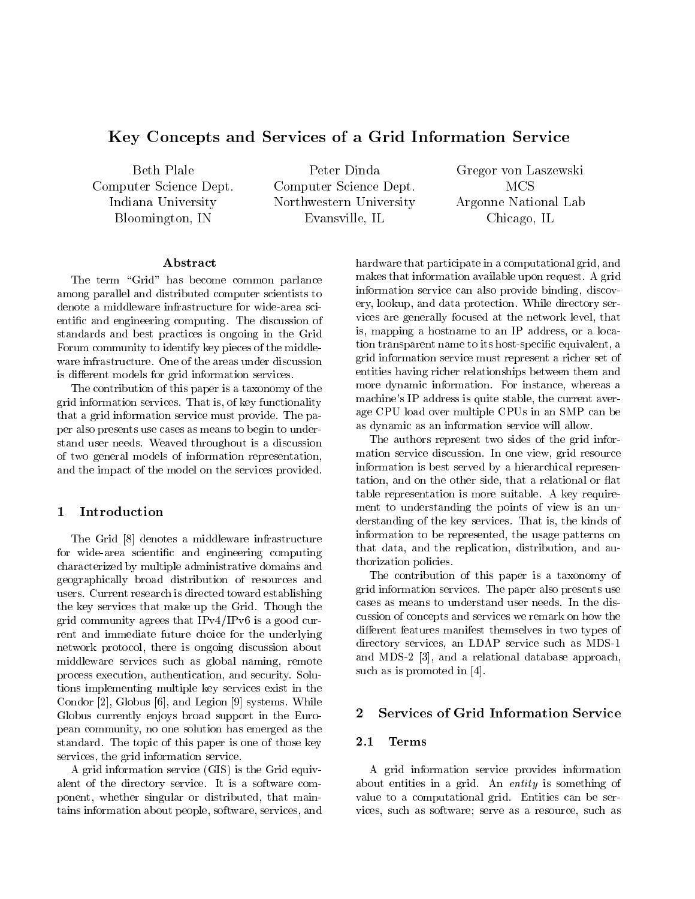# Key Concepts and Services of a Grid Information Service

Beth Plale
Computer Science Dept.
Indiana University
Bloomington, IN

Peter Dinda
Computer Science Dept.
Northwestern University
Evansville, IL

Gregor von Laszewski
MCS
Argonne National Lab
Chicago, IL

### Abstract

The term "Grid" has become common parlance among parallel and distributed computer scientists to denote a middleware infrastructure for wide-area scientific and engineering computing. The discussion of standards and best practices is ongoing in the Grid Forum community to identify key pieces of the middleware infrastructure. One of the areas under discussion is different models for grid information services.

The contribution of this paper is a taxonomy of the grid information services. That is, of key functionality that a grid information service must provide. The paper also presents use cases as means to begin to understand user needs. Weaved throughout is a discussion of two general models of information representation, and the impact of the model on the services provided.

## 1 Introduction

The Grid [8] denotes a middleware infrastructure for wide-area scientific and engineering computing characterized by multiple administrative domains and geographically broad distribution of resources and users. Current research is directed toward establishing the key services that make up the Grid. Though the grid community agrees that IPv4/IPv6 is a good current and immediate future choice for the underlying network protocol, there is ongoing discussion about middleware services such as global naming, remote process execution, authentication, and security. Solutions implementing multiple key services exist in the Condor [2], Globus [6], and Legion [9] systems. While Globus currently enjoys broad support in the European community, no one solution has emerged as the standard. The topic of this paper is one of those key services, the grid information service.

A grid information service (GIS) is the Grid equivalent of the directory service. It is a software component, whether singular or distributed, that maintains information about people, software, services, and hardware that participate in a computational grid, and makes that information available upon request. A grid information service can also provide binding, discovery, lookup, and data protection. While directory services are generally focused at the network level, that is, mapping a hostname to an IP address, or a location transparent name to its host-specific equivalent, a grid information service must represent a richer set of entities having richer relationships between them and more dynamic information. For instance, whereas a machine's IP address is quite stable, the current average CPU load over multiple CPUs in an SMP can be as dynamic as an information service will allow.

The authors represent two sides of the grid information service discussion. In one view, grid resource information is best served by a hierarchical representation, and on the other side, that a relational or flat table representation is more suitable. A key requirement to understanding the points of view is an understanding of the key services. That is, the kinds of information to be represented, the usage patterns on that data, and the replication, distribution, and authorization policies.

The contribution of this paper is a taxonomy of grid information services. The paper also presents use cases as means to understand user needs. In the discussion of concepts and services we remark on how the different features manifest themselves in two types of directory services, an LDAP service such as MDS-1 and MDS-2 [3], and a relational database approach, such as is promoted in [4].

## 2 Services of Grid Information Service

### 2.1 Terms

A grid information service provides information about entities in a grid. An *entity* is something of value to a computational grid. Entities can be services, such as software; serve as a resource, such as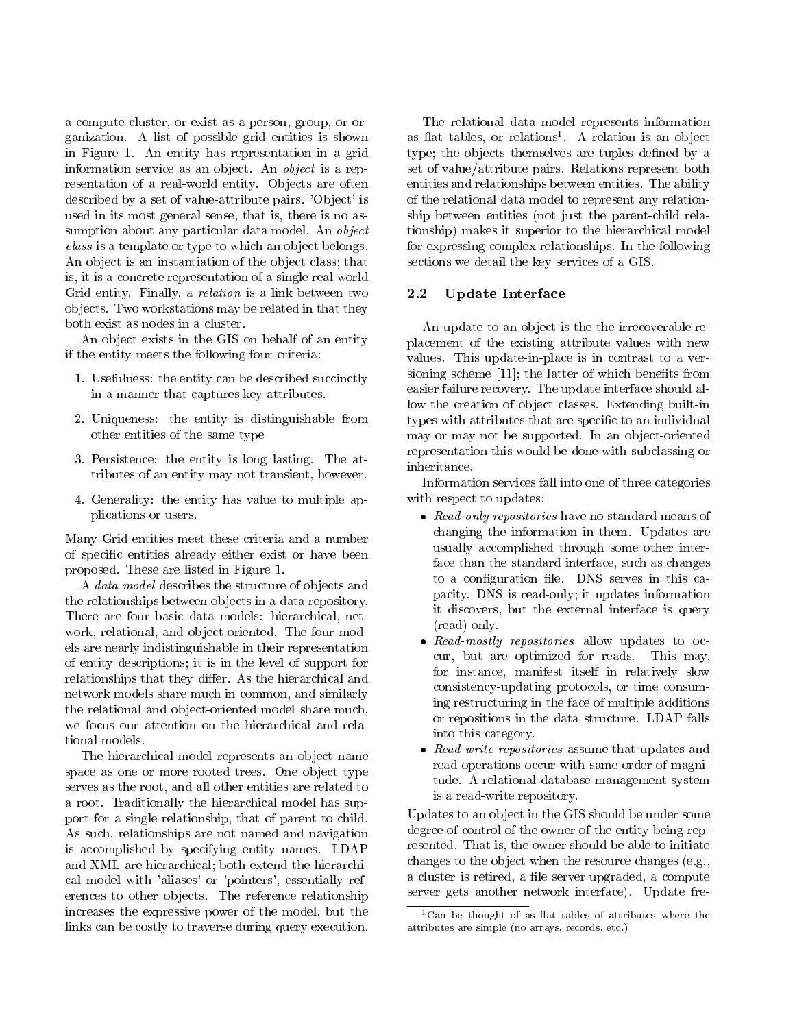a compute cluster, or exist as a person, group, or organization. A list of possible grid entities is shown in Figure 1. An entity has representation in a grid information service as an object. An *object* is a representation of a real-world entity. Objects are often described by a set of value-attribute pairs. 'Object' is used in its most general sense, that is, there is no assumption about any particular data model. An *object class* is a template or type to which an object belongs. An object is an instantiation of the object class; that is, it is a concrete representation of a single real world Grid entity. Finally, a *relation* is a link between two objects. Two workstations may be related in that they both exist as nodes in a cluster.

An object exists in the GIS on behalf of an entity if the entity meets the following four criteria:

1. Usefulness: the entity can be described succinctly in a manner that captures key attributes.
2. Uniqueness: the entity is distinguishable from other entities of the same type
3. Persistence: the entity is long lasting. The attributes of an entity may not transient, however.
4. Generality: the entity has value to multiple applications or users.

Many Grid entities meet these criteria and a number of specific entities already either exist or have been proposed. These are listed in Figure 1.

A *data model* describes the structure of objects and the relationships between objects in a data repository. There are four basic data models: hierarchical, network, relational, and object-oriented. The four models are nearly indistinguishable in their representation of entity descriptions; it is in the level of support for relationships that they differ. As the hierarchical and network models share much in common, and similarly the relational and object-oriented model share much, we focus our attention on the hierarchical and relational models.

The hierarchical model represents an object name space as one or more rooted trees. One object type serves as the root, and all other entities are related to a root. Traditionally the hierarchical model has support for a single relationship, that of parent to child. As such, relationships are not named and navigation is accomplished by specifying entity names. LDAP and XML are hierarchical; both extend the hierarchical model with 'aliases' or 'pointers', essentially references to other objects. The reference relationship increases the expressive power of the model, but the links can be costly to traverse during query execution.

The relational data model represents information as flat tables, or relations[1]. A relation is an object type; the objects themselves are tuples defined by a set of value/attribute pairs. Relations represent both entities and relationships between entities. The ability of the relational data model to represent any relationship between entities (not just the parent-child relationship) makes it superior to the hierarchical model for expressing complex relationships. In the following sections we detail the key services of a GIS.

## 2.2 Update Interface

An update to an object is the the irrecoverable replacement of the existing attribute values with new values. This update-in-place is in contrast to a versioning scheme [11]; the latter of which benefits from easier failure recovery. The update interface should allow the creation of object classes. Extending built-in types with attributes that are specific to an individual may or may not be supported. In an object-oriented representation this would be done with subclassing or inheritance.

Information services fall into one of three categories with respect to updates:

- *Read-only repositories* have no standard means of changing the information in them. Updates are usually accomplished through some other interface than the standard interface, such as changes to a configuration file. DNS serves in this capacity. DNS is read-only; it updates information it discovers, but the external interface is query (read) only.
- *Read-mostly repositories* allow updates to occur, but are optimized for reads. This may, for instance, manifest itself in relatively slow consistency-updating protocols, or time consuming restructuring in the face of multiple additions or repositions in the data structure. LDAP falls into this category.
- *Read-write repositories* assume that updates and read operations occur with same order of magnitude. A relational database management system is a read-write repository.

Updates to an object in the GIS should be under some degree of control of the owner of the entity being represented. That is, the owner should be able to initiate changes to the object when the resource changes (e.g., a cluster is retired, a file server upgraded, a compute server gets another network interface). Update fre-

[1] Can be thought of as flat tables of attributes where the attributes are simple (no arrays, records, etc.)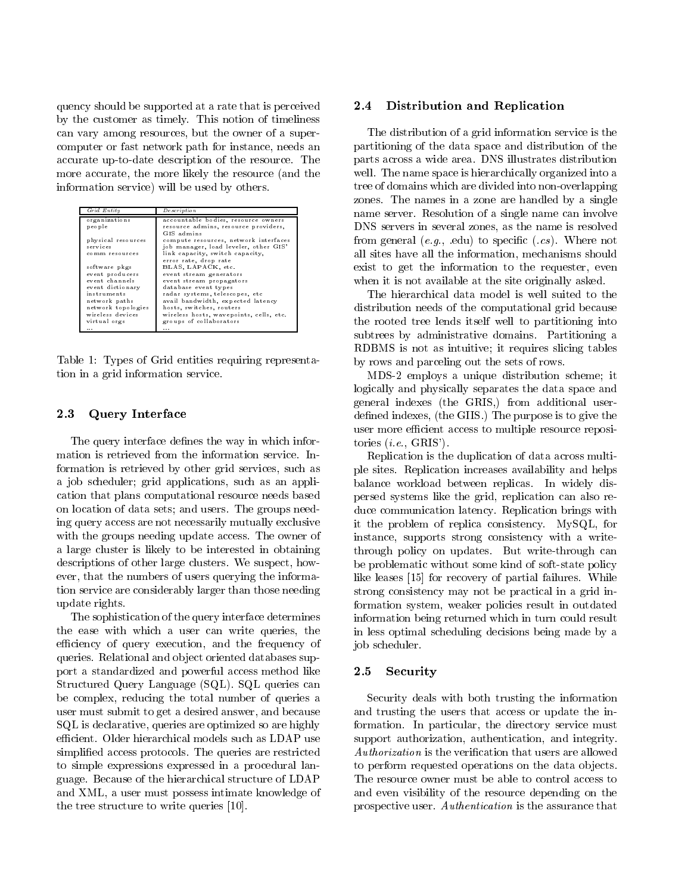quency should be supported at a rate that is perceived by the customer as timely. This notion of timeliness can vary among resources, but the owner of a supercomputer or fast network path for instance, needs an accurate up-to-date description of the resource. The more accurate, the more likely the resource (and the information service) will be used by others.

| *Grid Entity* | *Description* |
|---|---|
| organizations | accountable bodies, resource owners |
| people | resource admins, resource providers, GIS admins |
| physical resources | compute resources, network interfaces |
| services | job manager, load leveler, other GIS' |
| comm resources | link capacity, switch capacity, error rate, drop rate |
| software pkgs | BLAS, LAPACK, etc. |
| event producers | event stream generators |
| event channels | event stream propagators |
| event dictionary | database event types |
| instruments | radar systems, telescopes, etc |
| network paths | avail bandwidth, expected latency |
| network topologies | hosts, switches, routers |
| wireless devices | wireless hosts, wavepoints, cells, etc. |
| virtual orgs | groups of collaborators |
| ... | ... |

Table 1: Types of Grid entities requiring representation in a grid information service.

### 2.3 Query Interface

The query interface defines the way in which information is retrieved from the information service. Information is retrieved by other grid services, such as a job scheduler; grid applications, such as an application that plans computational resource needs based on location of data sets; and users. The groups needing query access are not necessarily mutually exclusive with the groups needing update access. The owner of a large cluster is likely to be interested in obtaining descriptions of other large clusters. We suspect, however, that the numbers of users querying the information service are considerably larger than those needing update rights.

The sophistication of the query interface determines the ease with which a user can write queries, the efficiency of query execution, and the frequency of queries. Relational and object oriented databases support a standardized and powerful access method like Structured Query Language (SQL). SQL queries can be complex, reducing the total number of queries a user must submit to get a desired answer, and because SQL is declarative, queries are optimized so are highly efficient. Older hierarchical models such as LDAP use simplified access protocols. The queries are restricted to simple expressions expressed in a procedural language. Because of the hierarchical structure of LDAP and XML, a user must possess intimate knowledge of the tree structure to write queries [10].

### 2.4 Distribution and Replication

The distribution of a grid information service is the partitioning of the data space and distribution of the parts across a wide area. DNS illustrates distribution well. The name space is hierarchically organized into a tree of domains which are divided into non-overlapping zones. The names in a zone are handled by a single name server. Resolution of a single name can involve DNS servers in several zones, as the name is resolved from general (*e.g.*, .edu) to specific (*.cs*). Where not all sites have all the information, mechanisms should exist to get the information to the requester, even when it is not available at the site originally asked.

The hierarchical data model is well suited to the distribution needs of the computational grid because the rooted tree lends itself well to partitioning into subtrees by administrative domains. Partitioning a RDBMS is not as intuitive; it requires slicing tables by rows and parceling out the sets of rows.

MDS-2 employs a unique distribution scheme; it logically and physically separates the data space and general indexes (the GRIS,) from additional user-defined indexes, (the GIIS.) The purpose is to give the user more efficient access to multiple resource repositories (*i.e.*, GRIS').

Replication is the duplication of data across multiple sites. Replication increases availability and helps balance workload between replicas. In widely dispersed systems like the grid, replication can also reduce communication latency. Replication brings with it the problem of replica consistency. MySQL, for instance, supports strong consistency with a write-through policy on updates. But write-through can be problematic without some kind of soft-state policy like leases [15] for recovery of partial failures. While strong consistency may not be practical in a grid information system, weaker policies result in outdated information being returned which in turn could result in less optimal scheduling decisions being made by a job scheduler.

### 2.5 Security

Security deals with both trusting the information and trusting the users that access or update the information. In particular, the directory service must support authorization, authentication, and integrity. *Authorization* is the verification that users are allowed to perform requested operations on the data objects. The resource owner must be able to control access to and even visibility of the resource depending on the prospective user. *Authentication* is the assurance that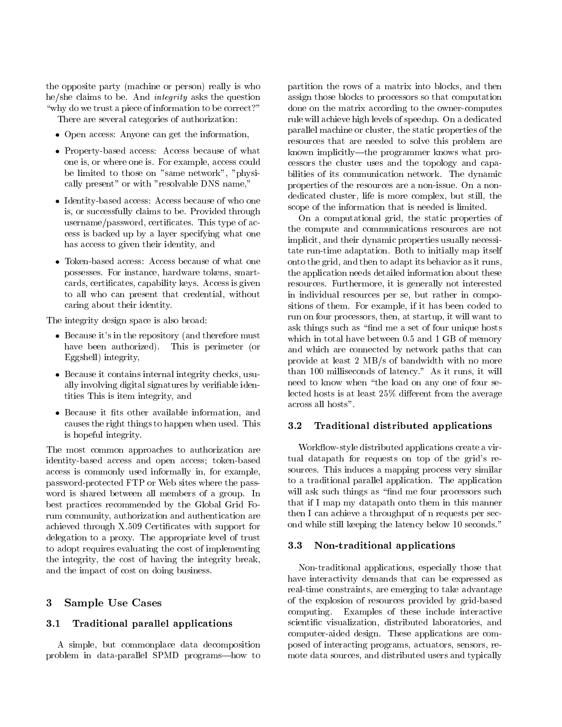the opposite party (machine or person) really is who he/she claims to be. And *integrity* asks the question "why do we trust a piece of information to be correct?"

There are several categories of authorization:

- Open access: Anyone can get the information,
- Property-based access: Access because of what one is, or where one is. For example, access could be limited to those on "same network", "physically present" or with "resolvable DNS name,"
- Identity-based access: Access because of who one is, or successfully claims to be. Provided through username/password, certificates. This type of access is backed up by a layer specifying what one has access to given their identity, and
- Token-based access: Access because of what one possesses. For instance, hardware tokens, smartcards, certificates, capability keys. Access is given to all who can present that credential, without caring about their identity.

The integrity design space is also broad:

- Because it's in the repository (and therefore must have been authorized). This is perimeter (or Eggshell) integrity,
- Because it contains internal integrity checks, usually involving digital signatures by verifiable identities This is item integrity, and
- Because it fits other available information, and causes the right things to happen when used. This is hopeful integrity.

The most common approaches to authorization are identity-based access and open access; token-based access is commonly used informally in, for example, password-protected FTP or Web sites where the password is shared between all members of a group. In best practices recommended by the Global Grid Forum community, authorization and authentication are achieved through X.509 Certificates with support for delegation to a proxy. The appropriate level of trust to adopt requires evaluating the cost of implementing the integrity, the cost of having the integrity break, and the impact of cost on doing business.

## 3 Sample Use Cases

### 3.1 Traditional parallel applications

A simple, but commonplace data decomposition problem in data-parallel SPMD programs—how to partition the rows of a matrix into blocks, and then assign those blocks to processors so that computation done on the matrix according to the owner-computes rule will achieve high levels of speedup. On a dedicated parallel machine or cluster, the static properties of the resources that are needed to solve this problem are known implicitly—the programmer knows what processors the cluster uses and the topology and capabilities of its communication network. The dynamic properties of the resources are a non-issue. On a non-dedicated cluster, life is more complex, but still, the scope of the information that is needed is limited.

On a computational grid, the static properties of the compute and communications resources are not implicit, and their dynamic properties usually necessitate run-time adaptation. Both to initially map itself onto the grid, and then to adapt its behavior as it runs, the application needs detailed information about these resources. Furthermore, it is generally not interested in individual resources per se, but rather in compositions of them. For example, if it has been coded to run on four processors, then, at startup, it will want to ask things such as "find me a set of four unique hosts which in total have between 0.5 and 1 GB of memory and which are connected by network paths that can provide at least 2 MB/s of bandwidth with no more than 100 milliseconds of latency." As it runs, it will need to know when "the load on any one of four selected hosts is at least 25% different from the average across all hosts".

### 3.2 Traditional distributed applications

Workflow-style distributed applications create a virtual datapath for requests on top of the grid's resources. This induces a mapping process very similar to a traditional parallel application. The application will ask such things as "find me four processors such that if I map my datapath onto them in this manner then I can achieve a throughput of n requests per second while still keeping the latency below 10 seconds."

### 3.3 Non-traditional applications

Non-traditional applications, especially those that have interactivity demands that can be expressed as real-time constraints, are emerging to take advantage of the explosion of resources provided by grid-based computing. Examples of these include interactive scientific visualization, distributed laboratories, and computer-aided design. These applications are composed of interacting programs, actuators, sensors, remote data sources, and distributed users and typically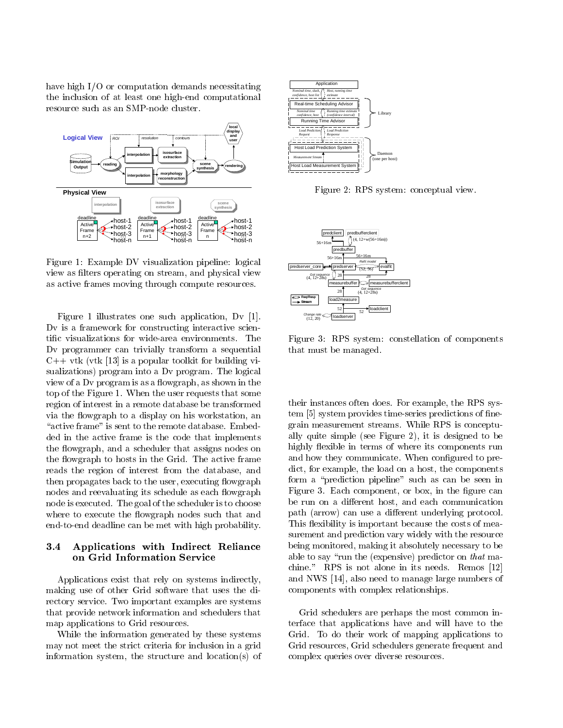have high I/O or computation demands necessitating the inclusion of at least one high-end computational resource such as an SMP-node cluster.

Figure 1: Example DV visualization pipeline: logical view as filters operating on stream, and physical view as active frames moving through compute resources.

Figure 1 illustrates one such application, Dv [1]. Dv is a framework for constructing interactive scientific visualizations for wide-area environments. The Dv programmer can trivially transform a sequential C++ vtk (vtk [13] is a popular toolkit for building visualizations) program into a Dv program. The logical view of a Dv program is as a flowgraph, as shown in the top of the Figure 1. When the user requests that some region of interest in a remote database be transformed via the flowgraph to a display on his workstation, an "active frame" is sent to the remote database. Embedded in the active frame is the code that implements the flowgraph, and a scheduler that assigns nodes on the flowgraph to hosts in the Grid. The active frame reads the region of interest from the database, and then propagates back to the user, executing flowgraph nodes and reevaluating its schedule as each flowgraph node is executed. The goal of the scheduler is to choose where to execute the flowgraph nodes such that and end-to-end deadline can be met with high probability.

### 3.4 Applications with Indirect Reliance on Grid Information Service

Applications exist that rely on systems indirectly, making use of other Grid software that uses the directory service. Two important examples are systems that provide network information and schedulers that map applications to Grid resources.

While the information generated by these systems may not meet the strict criteria for inclusion in a grid information system, the structure and location(s) of their instances often does. For example, the RPS system [5] system provides time-series predictions of fine-grain measurement streams. While RPS is conceptually quite simple (see Figure 2), it is designed to be highly flexible in terms of where its components run and how they communicate. When configured to predict, for example, the load on a host, the components form a "prediction pipeline" such as can be seen in Figure 3. Each component, or box, in the figure can be run on a different host, and each communication path (arrow) can use a different underlying protocol. This flexibility is important because the costs of measurement and prediction vary widely with the resource being monitored, making it absolutely necessary to be able to say "run the (expensive) predictor on *that* machine." RPS is not alone in its needs. Remos [12] and NWS [14], also need to manage large numbers of components with complex relationships.

Figure 2: RPS system: conceptual view.

Figure 3: RPS system: constellation of components that must be managed.

Grid schedulers are perhaps the most common interface that applications have and will have to the Grid. To do their work of mapping applications to Grid resources, Grid schedulers generate frequent and complex queries over diverse resources.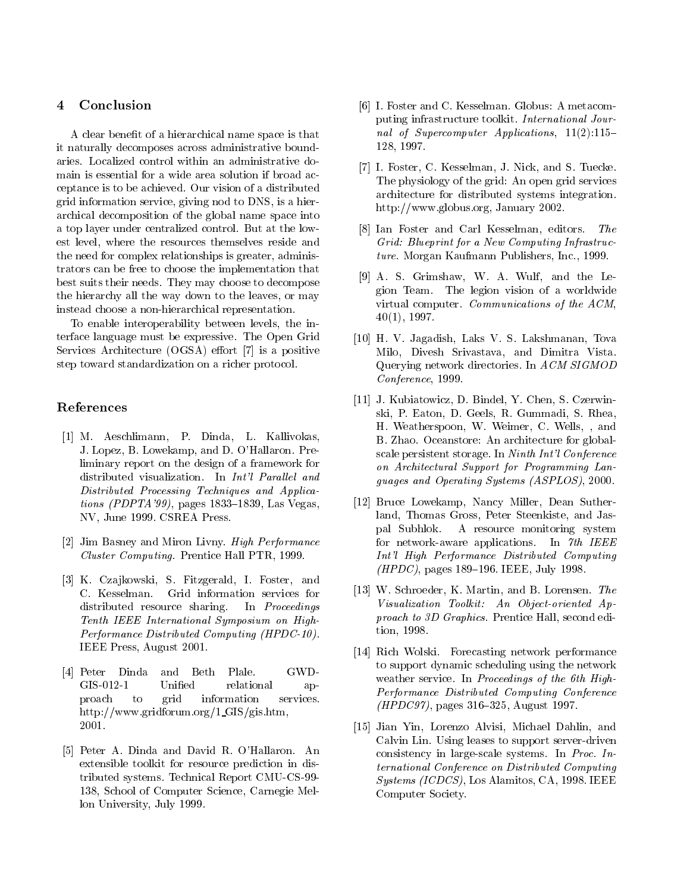## 4 Conclusion

A clear benefit of a hierarchical name space is that it naturally decomposes across administrative boundaries. Localized control within an administrative domain is essential for a wide area solution if broad acceptance is to be achieved. Our vision of a distributed grid information service, giving nod to DNS, is a hierarchical decomposition of the global name space into a top layer under centralized control. But at the lowest level, where the resources themselves reside and the need for complex relationships is greater, administrators can be free to choose the implementation that best suits their needs. They may choose to decompose the hierarchy all the way down to the leaves, or may instead choose a non-hierarchical representation.

To enable interoperability between levels, the interface language must be expressive. The Open Grid Services Architecture (OGSA) effort [7] is a positive step toward standardization on a richer protocol.

## References

[1] M. Aeschlimann, P. Dinda, L. Kallivokas, J. Lopez, B. Lowekamp, and D. O'Hallaron. Preliminary report on the design of a framework for distributed visualization. In *Int'l Parallel and Distributed Processing Techniques and Applications (PDPTA'99)*, pages 1833–1839, Las Vegas, NV, June 1999. CSREA Press.

[2] Jim Basney and Miron Livny. *High Performance Cluster Computing*. Prentice Hall PTR, 1999.

[3] K. Czajkowski, S. Fitzgerald, I. Foster, and C. Kesselman. Grid information services for distributed resource sharing. In *Proceedings Tenth IEEE International Symposium on High-Performance Distributed Computing (HPDC-10)*. IEEE Press, August 2001.

[4] Peter Dinda and Beth Plale. GWD-GIS-012-1 Unified relational approach to grid information services. http://www.gridforum.org/1_GIS/gis.htm, 2001.

[5] Peter A. Dinda and David R. O'Hallaron. An extensible toolkit for resource prediction in distributed systems. Technical Report CMU-CS-99-138, School of Computer Science, Carnegie Mellon University, July 1999.

[6] I. Foster and C. Kesselman. Globus: A metacomputing infrastructure toolkit. *International Journal of Supercomputer Applications*, 11(2):115–128, 1997.

[7] I. Foster, C. Kesselman, J. Nick, and S. Tuecke. The physiology of the grid: An open grid services architecture for distributed systems integration. http://www.globus.org, January 2002.

[8] Ian Foster and Carl Kesselman, editors. *The Grid: Blueprint for a New Computing Infrastructure*. Morgan Kaufmann Publishers, Inc., 1999.

[9] A. S. Grimshaw, W. A. Wulf, and the Legion Team. The legion vision of a worldwide virtual computer. *Communications of the ACM*, 40(1), 1997.

[10] H. V. Jagadish, Laks V. S. Lakshmanan, Tova Milo, Divesh Srivastava, and Dimitra Vista. Querying network directories. In *ACM SIGMOD Conference*, 1999.

[11] J. Kubiatowicz, D. Bindel, Y. Chen, S. Czerwinski, P. Eaton, D. Geels, R. Gummadi, S. Rhea, H. Weatherspoon, W. Weimer, C. Wells, , and B. Zhao. Oceanstore: An architecture for global-scale persistent storage. In *Ninth Int'l Conference on Architectural Support for Programming Languages and Operating Systems (ASPLOS)*, 2000.

[12] Bruce Lowekamp, Nancy Miller, Dean Sutherland, Thomas Gross, Peter Steenkiste, and Jaspal Subhlok. A resource monitoring system for network-aware applications. In *7th IEEE Int'l High Performance Distributed Computing (HPDC)*, pages 189–196. IEEE, July 1998.

[13] W. Schroeder, K. Martin, and B. Lorensen. *The Visualization Toolkit: An Object-oriented Approach to 3D Graphics*. Prentice Hall, second edition, 1998.

[14] Rich Wolski. Forecasting network performance to support dynamic scheduling using the network weather service. In *Proceedings of the 6th High-Performance Distributed Computing Conference (HPDC97)*, pages 316–325, August 1997.

[15] Jian Yin, Lorenzo Alvisi, Michael Dahlin, and Calvin Lin. Using leases to support server-driven consistency in large-scale systems. In *Proc. International Conference on Distributed Computing Systems (ICDCS)*, Los Alamitos, CA, 1998. IEEE Computer Society.